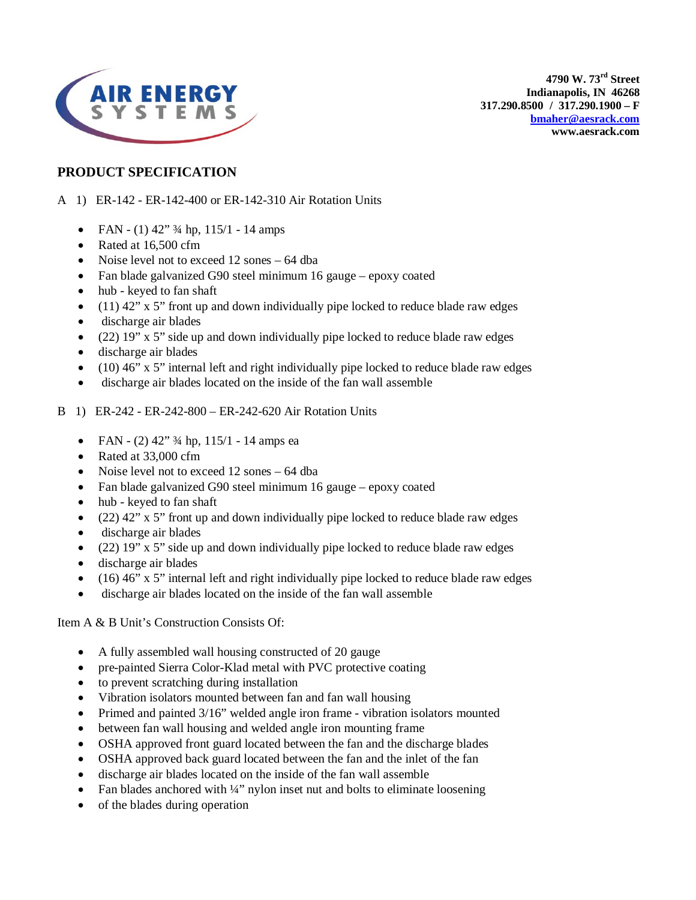**AIR ENERGY SYSTEMS**

**4790 W. 73rd Street**
**Indianapolis, IN 46268**
**317.290.8500 / 317.290.1900 – F**
**bmaher@aesrack.com**
**www.aesrack.com**

## PRODUCT SPECIFICATION

A 1) ER-142 - ER-142-400 or ER-142-310 Air Rotation Units

- FAN - (1) 42" ¾ hp, 115/1 - 14 amps
- Rated at 16,500 cfm
- Noise level not to exceed 12 sones – 64 dba
- Fan blade galvanized G90 steel minimum 16 gauge – epoxy coated
- hub - keyed to fan shaft
- (11) 42" x 5" front up and down individually pipe locked to reduce blade raw edges
- discharge air blades
- (22) 19" x 5" side up and down individually pipe locked to reduce blade raw edges
- discharge air blades
- (10) 46" x 5" internal left and right individually pipe locked to reduce blade raw edges
- discharge air blades located on the inside of the fan wall assemble

B 1) ER-242 - ER-242-800 – ER-242-620 Air Rotation Units

- FAN - (2) 42" ¾ hp, 115/1 - 14 amps ea
- Rated at 33,000 cfm
- Noise level not to exceed 12 sones – 64 dba
- Fan blade galvanized G90 steel minimum 16 gauge – epoxy coated
- hub - keyed to fan shaft
- (22) 42" x 5" front up and down individually pipe locked to reduce blade raw edges
- discharge air blades
- (22) 19" x 5" side up and down individually pipe locked to reduce blade raw edges
- discharge air blades
- (16) 46" x 5" internal left and right individually pipe locked to reduce blade raw edges
- discharge air blades located on the inside of the fan wall assemble

Item A & B Unit's Construction Consists Of:

- A fully assembled wall housing constructed of 20 gauge
- pre-painted Sierra Color-Klad metal with PVC protective coating
- to prevent scratching during installation
- Vibration isolators mounted between fan and fan wall housing
- Primed and painted 3/16" welded angle iron frame - vibration isolators mounted
- between fan wall housing and welded angle iron mounting frame
- OSHA approved front guard located between the fan and the discharge blades
- OSHA approved back guard located between the fan and the inlet of the fan
- discharge air blades located on the inside of the fan wall assemble
- Fan blades anchored with ¼" nylon inset nut and bolts to eliminate loosening
- of the blades during operation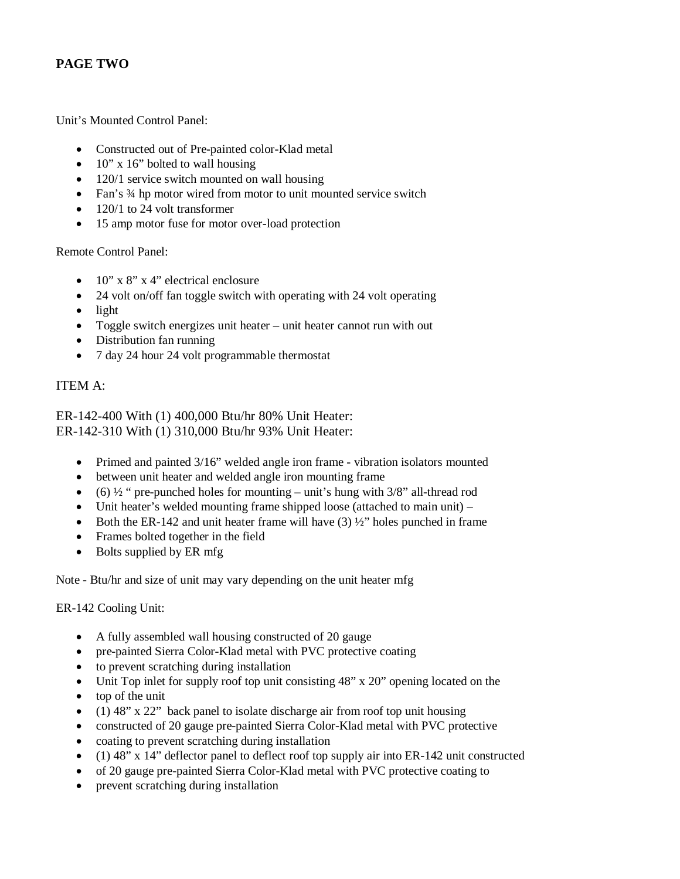**PAGE TWO**

Unit's Mounted Control Panel:

- Constructed out of Pre-painted color-Klad metal
- 10" x 16" bolted to wall housing
- 120/1 service switch mounted on wall housing
- Fan's ¾ hp motor wired from motor to unit mounted service switch
- 120/1 to 24 volt transformer
- 15 amp motor fuse for motor over-load protection

Remote Control Panel:

- 10" x 8" x 4" electrical enclosure
- 24 volt on/off fan toggle switch with operating with 24 volt operating
- light
- Toggle switch energizes unit heater – unit heater cannot run with out
- Distribution fan running
- 7 day 24 hour 24 volt programmable thermostat

ITEM A:

ER-142-400 With (1) 400,000 Btu/hr 80% Unit Heater:
ER-142-310 With (1) 310,000 Btu/hr 93% Unit Heater:

- Primed and painted 3/16" welded angle iron frame - vibration isolators mounted
- between unit heater and welded angle iron mounting frame
- (6) ½ " pre-punched holes for mounting – unit's hung with 3/8" all-thread rod
- Unit heater's welded mounting frame shipped loose (attached to main unit) –
- Both the ER-142 and unit heater frame will have (3) ½" holes punched in frame
- Frames bolted together in the field
- Bolts supplied by ER mfg

Note - Btu/hr and size of unit may vary depending on the unit heater mfg

ER-142 Cooling Unit:

- A fully assembled wall housing constructed of 20 gauge
- pre-painted Sierra Color-Klad metal with PVC protective coating
- to prevent scratching during installation
- Unit Top inlet for supply roof top unit consisting 48" x 20" opening located on the
- top of the unit
- (1) 48" x 22" back panel to isolate discharge air from roof top unit housing
- constructed of 20 gauge pre-painted Sierra Color-Klad metal with PVC protective
- coating to prevent scratching during installation
- (1) 48" x 14" deflector panel to deflect roof top supply air into ER-142 unit constructed
- of 20 gauge pre-painted Sierra Color-Klad metal with PVC protective coating to
- prevent scratching during installation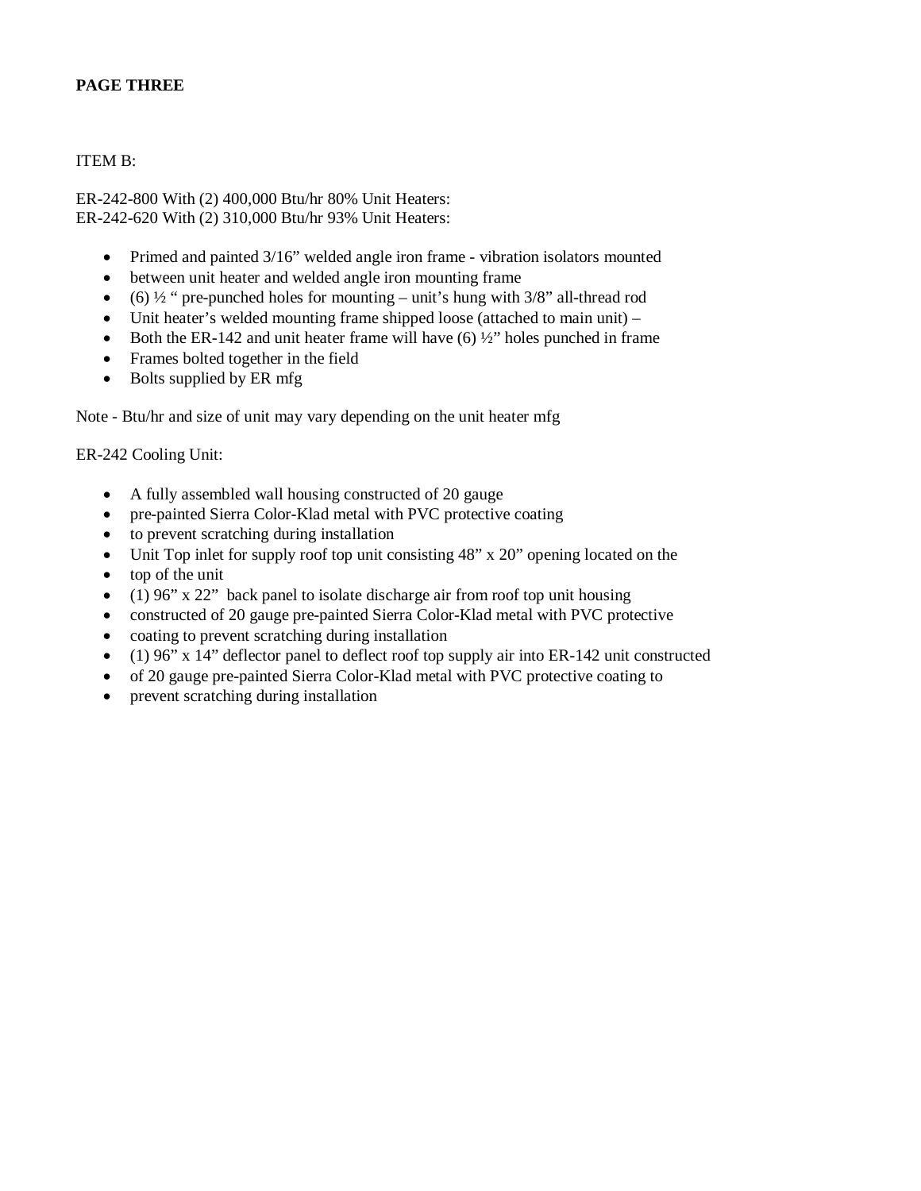**PAGE THREE**

ITEM B:

ER-242-800 With (2) 400,000 Btu/hr 80% Unit Heaters:
ER-242-620 With (2) 310,000 Btu/hr 93% Unit Heaters:

- Primed and painted 3/16" welded angle iron frame - vibration isolators mounted
- between unit heater and welded angle iron mounting frame
- (6) ½ " pre-punched holes for mounting – unit's hung with 3/8" all-thread rod
- Unit heater's welded mounting frame shipped loose (attached to main unit) –
- Both the ER-142 and unit heater frame will have (6) ½" holes punched in frame
- Frames bolted together in the field
- Bolts supplied by ER mfg

Note - Btu/hr and size of unit may vary depending on the unit heater mfg

ER-242 Cooling Unit:

- A fully assembled wall housing constructed of 20 gauge
- pre-painted Sierra Color-Klad metal with PVC protective coating
- to prevent scratching during installation
- Unit Top inlet for supply roof top unit consisting 48" x 20" opening located on the
- top of the unit
- (1) 96" x 22" back panel to isolate discharge air from roof top unit housing
- constructed of 20 gauge pre-painted Sierra Color-Klad metal with PVC protective
- coating to prevent scratching during installation
- (1) 96" x 14" deflector panel to deflect roof top supply air into ER-142 unit constructed
- of 20 gauge pre-painted Sierra Color-Klad metal with PVC protective coating to
- prevent scratching during installation